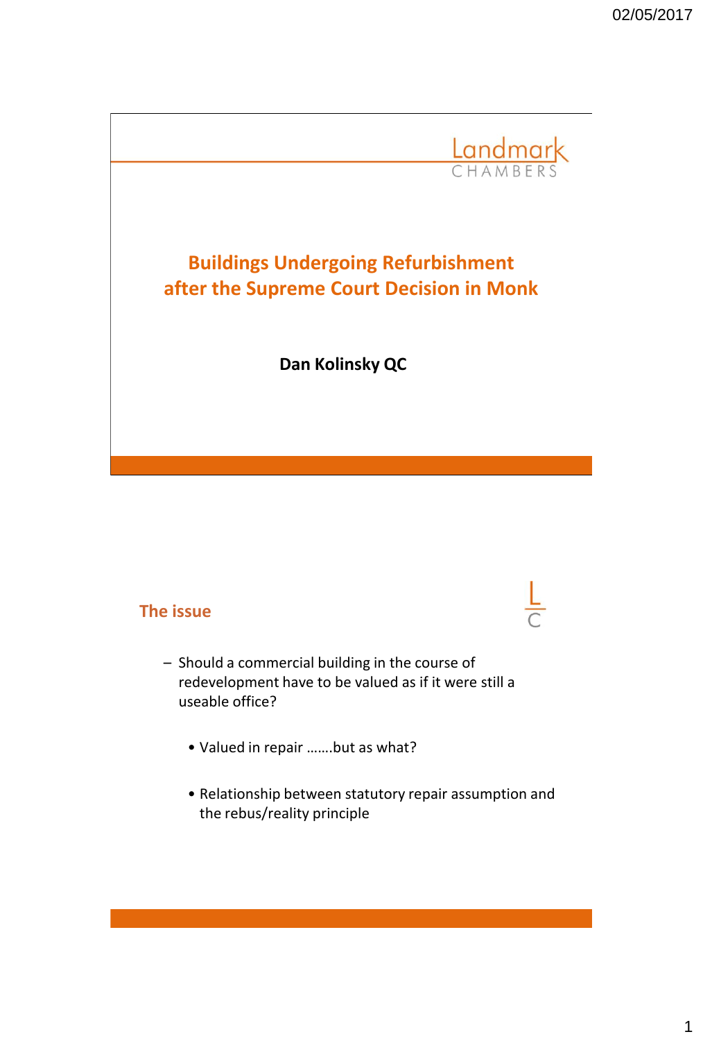Landmark CHAMBERS

# Buildings Undergoing Refurbishment after the Supreme Court Decision in Monk

**Dan Kolinsky QC**

## The issue

- Should a commercial building in the course of redevelopment have to be valued as if it were still a useable office?
    - Valued in repair …….but as what?
    - Relationship between statutory repair assumption and the rebus/reality principle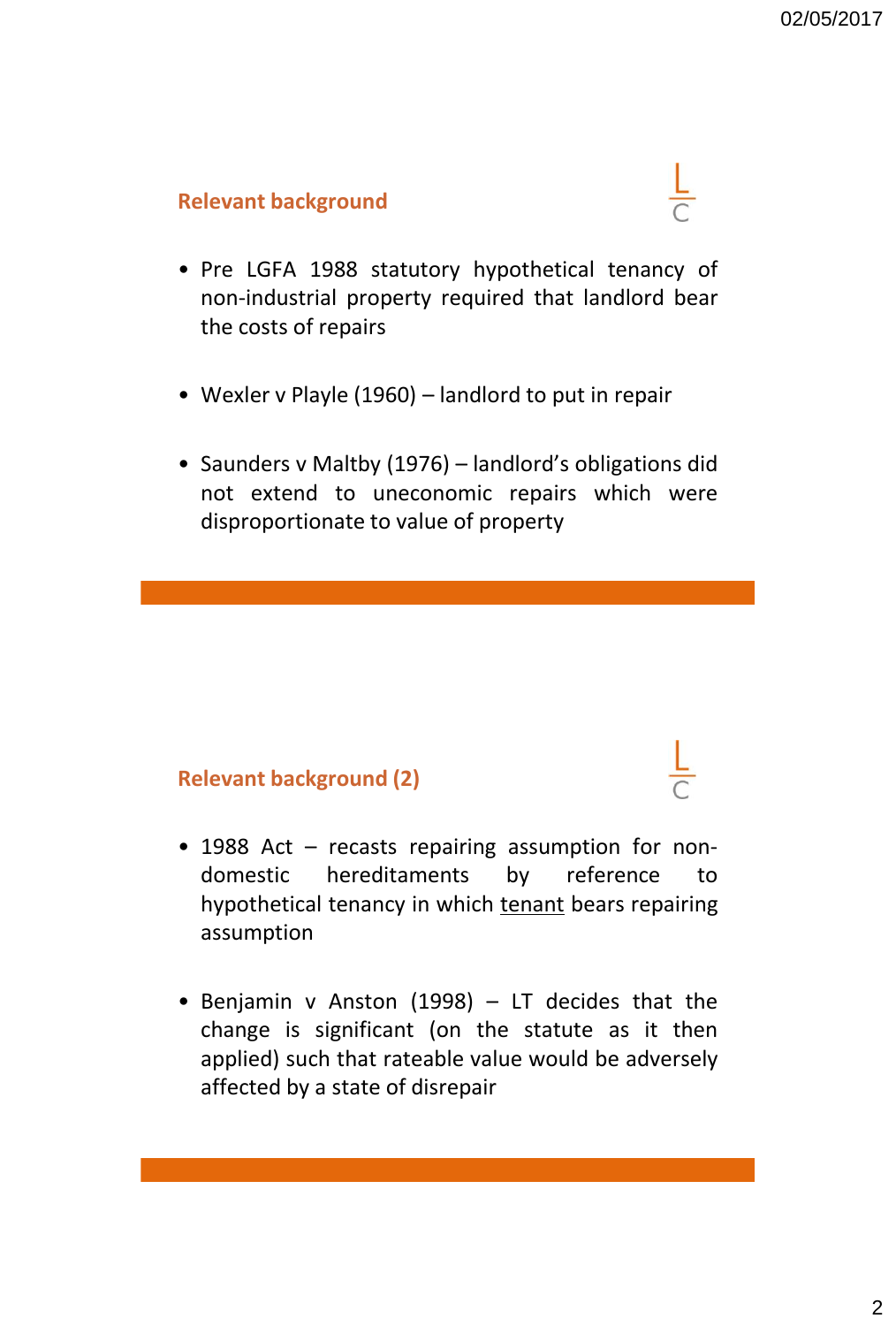## Relevant background

- Pre LGFA 1988 statutory hypothetical tenancy of non-industrial property required that landlord bear the costs of repairs
- Wexler v Playle (1960) – landlord to put in repair
- Saunders v Maltby (1976) – landlord's obligations did not extend to uneconomic repairs which were disproportionate to value of property

## Relevant background (2)

- 1988 Act – recasts repairing assumption for non-domestic hereditaments by reference to hypothetical tenancy in which <u>tenant</u> bears repairing assumption
- Benjamin v Anston (1998) – LT decides that the change is significant (on the statute as it then applied) such that rateable value would be adversely affected by a state of disrepair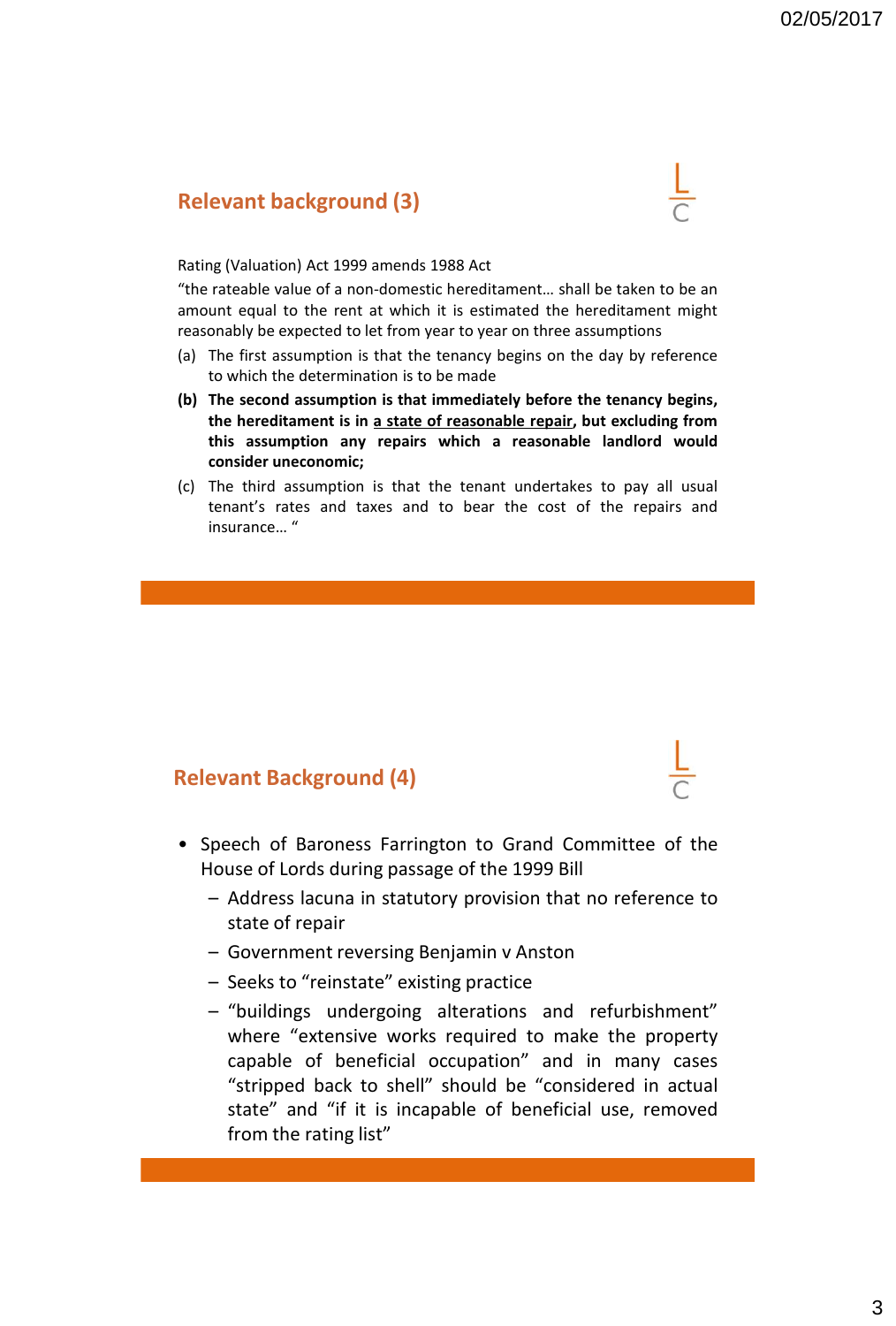## Relevant background (3)

Rating (Valuation) Act 1999 amends 1988 Act

“the rateable value of a non-domestic hereditament… shall be taken to be an amount equal to the rent at which it is estimated the hereditament might reasonably be expected to let from year to year on three assumptions

(a) The first assumption is that the tenancy begins on the day by reference to which the determination is to be made

**(b) The second assumption is that immediately before the tenancy begins, the hereditament is in <u>a state of reasonable repair</u>, but excluding from this assumption any repairs which a reasonable landlord would consider uneconomic;**

(c) The third assumption is that the tenant undertakes to pay all usual tenant’s rates and taxes and to bear the cost of the repairs and insurance… “

## Relevant Background (4)

- Speech of Baroness Farrington to Grand Committee of the House of Lords during passage of the 1999 Bill
  - Address lacuna in statutory provision that no reference to state of repair
  - Government reversing Benjamin v Anston
  - Seeks to “reinstate” existing practice
  - “buildings undergoing alterations and refurbishment” where “extensive works required to make the property capable of beneficial occupation” and in many cases “stripped back to shell” should be “considered in actual state” and “if it is incapable of beneficial use, removed from the rating list”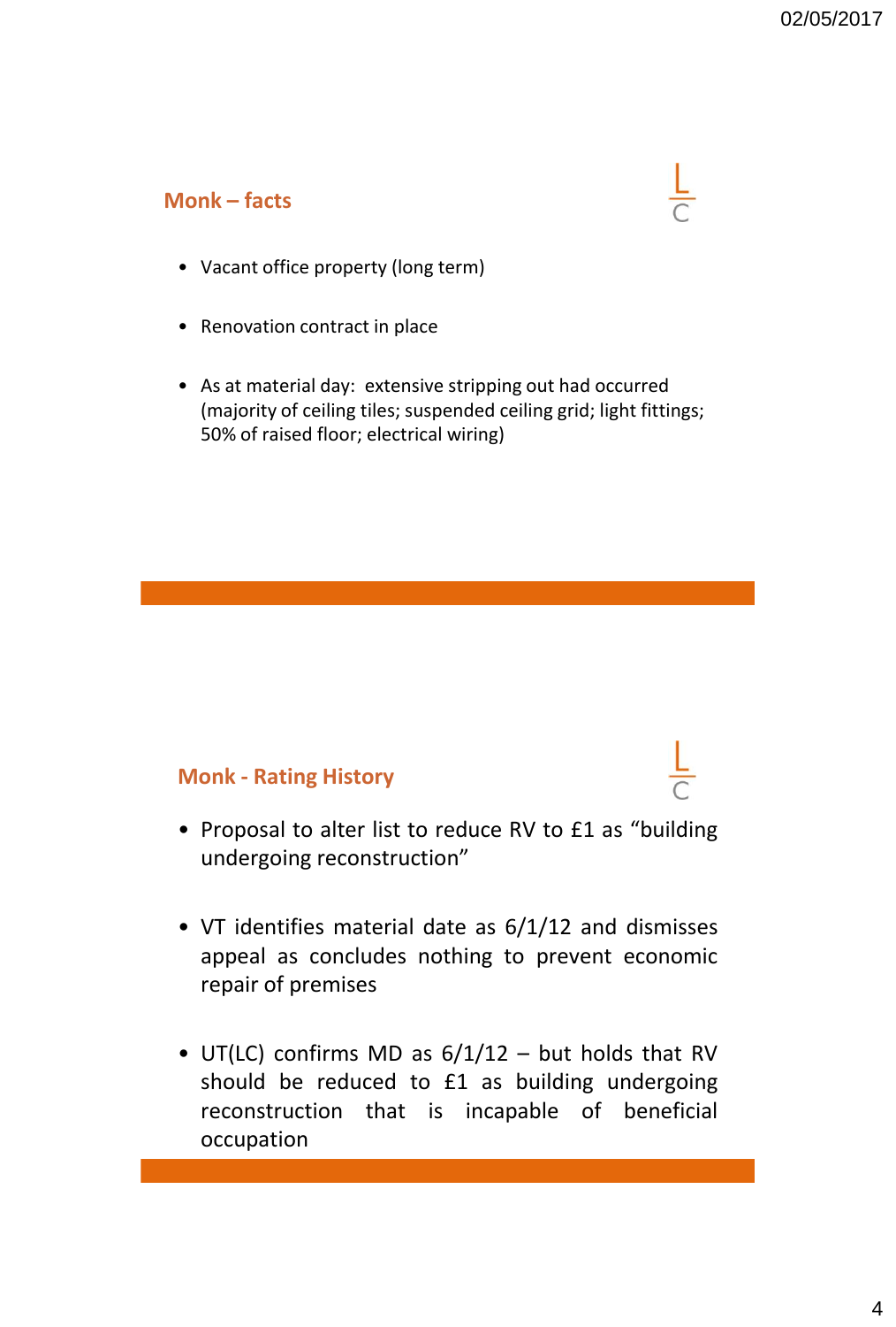## Monk – facts

- Vacant office property (long term)
- Renovation contract in place
- As at material day: extensive stripping out had occurred (majority of ceiling tiles; suspended ceiling grid; light fittings; 50% of raised floor; electrical wiring)

## Monk - Rating History

- Proposal to alter list to reduce RV to £1 as "building undergoing reconstruction"
- VT identifies material date as 6/1/12 and dismisses appeal as concludes nothing to prevent economic repair of premises
- UT(LC) confirms MD as 6/1/12 – but holds that RV should be reduced to £1 as building undergoing reconstruction that is incapable of beneficial occupation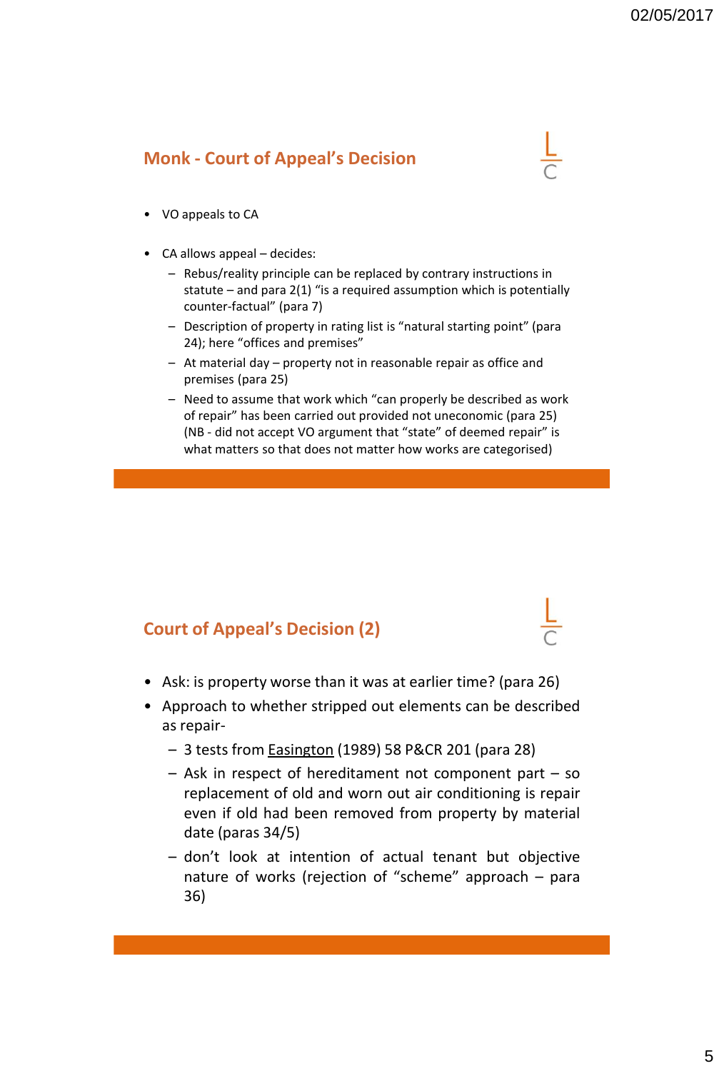## Monk - Court of Appeal's Decision

- VO appeals to CA
- CA allows appeal – decides:
  - Rebus/reality principle can be replaced by contrary instructions in statute – and para 2(1) "is a required assumption which is potentially counter-factual" (para 7)
  - Description of property in rating list is "natural starting point" (para 24); here "offices and premises"
  - At material day – property not in reasonable repair as office and premises (para 25)
  - Need to assume that work which "can properly be described as work of repair" has been carried out provided not uneconomic (para 25) (NB - did not accept VO argument that "state" of deemed repair" is what matters so that does not matter how works are categorised)

## Court of Appeal's Decision (2)

- Ask: is property worse than it was at earlier time? (para 26)
- Approach to whether stripped out elements can be described as repair-
  - 3 tests from Easington (1989) 58 P&CR 201 (para 28)
  - Ask in respect of hereditament not component part – so replacement of old and worn out air conditioning is repair even if old had been removed from property by material date (paras 34/5)
  - don't look at intention of actual tenant but objective nature of works (rejection of "scheme" approach – para 36)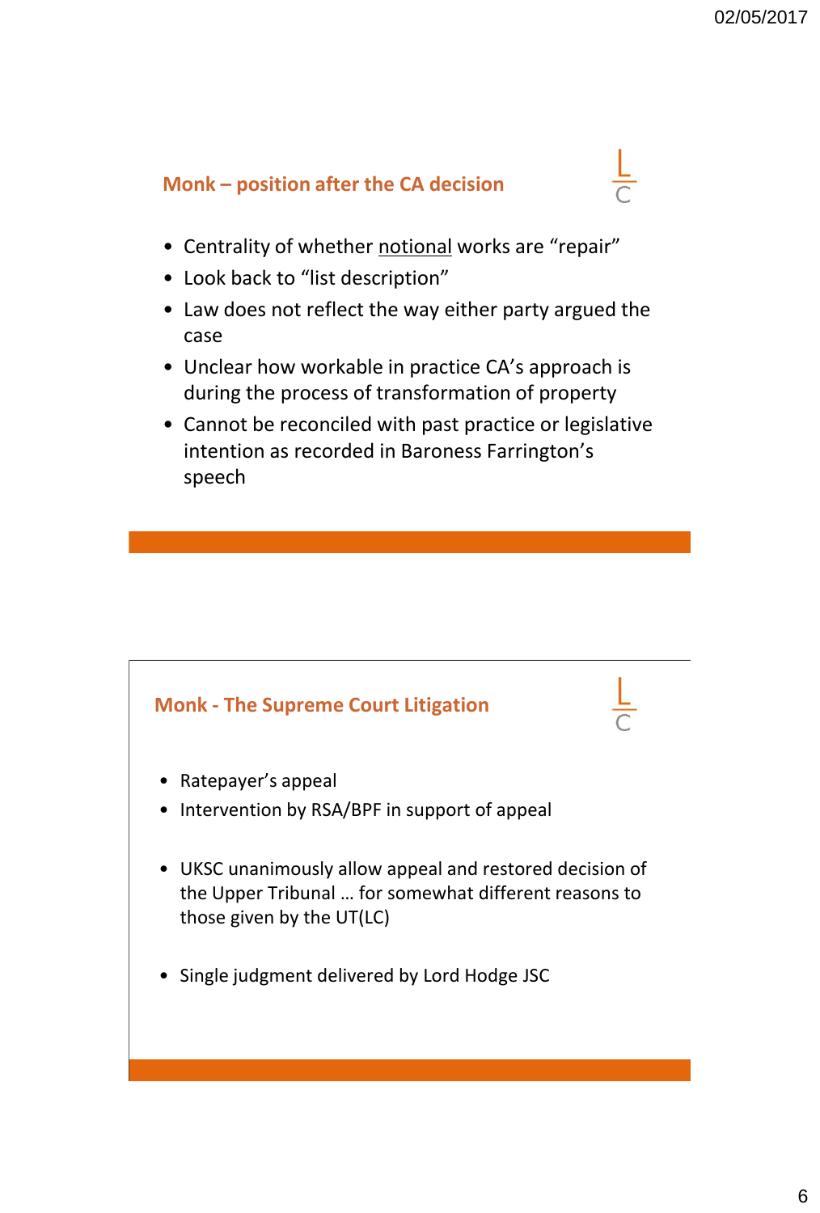## Monk – position after the CA decision

- Centrality of whether <u>notional</u> works are "repair"
- Look back to "list description"
- Law does not reflect the way either party argued the case
- Unclear how workable in practice CA's approach is during the process of transformation of property
- Cannot be reconciled with past practice or legislative intention as recorded in Baroness Farrington's speech

## Monk - The Supreme Court Litigation

- Ratepayer's appeal
- Intervention by RSA/BPF in support of appeal

- UKSC unanimously allow appeal and restored decision of the Upper Tribunal … for somewhat different reasons to those given by the UT(LC)

- Single judgment delivered by Lord Hodge JSC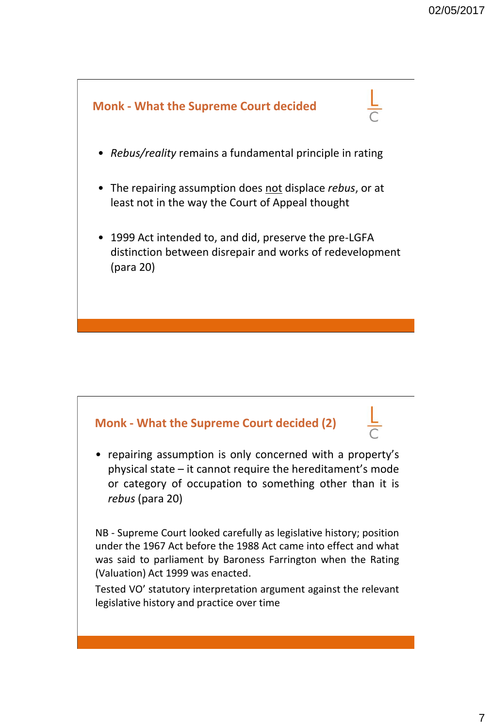## Monk - What the Supreme Court decided

- *Rebus/reality* remains a fundamental principle in rating
- The repairing assumption does not displace *rebus*, or at least not in the way the Court of Appeal thought
- 1999 Act intended to, and did, preserve the pre-LGFA distinction between disrepair and works of redevelopment (para 20)

## Monk - What the Supreme Court decided (2)

- repairing assumption is only concerned with a property's physical state – it cannot require the hereditament's mode or category of occupation to something other than it is *rebus* (para 20)

NB - Supreme Court looked carefully as legislative history; position under the 1967 Act before the 1988 Act came into effect and what was said to parliament by Baroness Farrington when the Rating (Valuation) Act 1999 was enacted.

Tested VO' statutory interpretation argument against the relevant legislative history and practice over time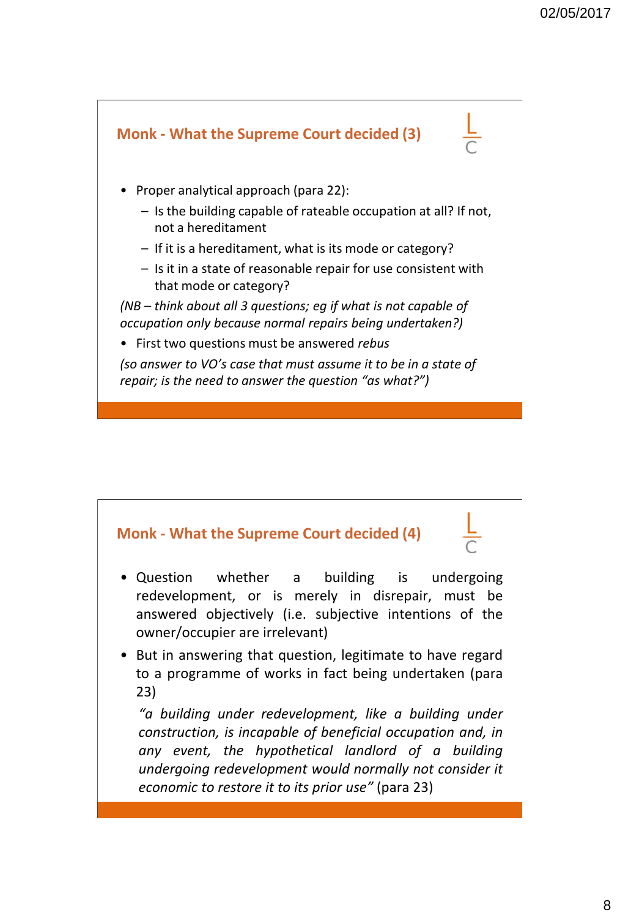## Monk - What the Supreme Court decided (3)

- Proper analytical approach (para 22):
  - Is the building capable of rateable occupation at all? If not, not a hereditament
  - If it is a hereditament, what is its mode or category?
  - Is it in a state of reasonable repair for use consistent with that mode or category?

*(NB – think about all 3 questions; eg if what is not capable of occupation only because normal repairs being undertaken?)*

- First two questions must be answered *rebus*

*(so answer to VO's case that must assume it to be in a state of repair; is the need to answer the question "as what?")*

## Monk - What the Supreme Court decided (4)

- Question whether a building is undergoing redevelopment, or is merely in disrepair, must be answered objectively (i.e. subjective intentions of the owner/occupier are irrelevant)
- But in answering that question, legitimate to have regard to a programme of works in fact being undertaken (para 23)

  *"a building under redevelopment, like a building under construction, is incapable of beneficial occupation and, in any event, the hypothetical landlord of a building undergoing redevelopment would normally not consider it economic to restore it to its prior use"* (para 23)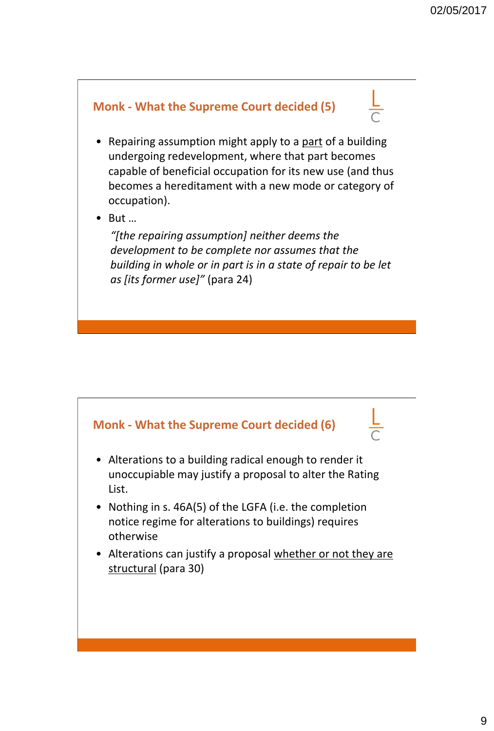## Monk - What the Supreme Court decided (5)

- Repairing assumption might apply to a part of a building undergoing redevelopment, where that part becomes capable of beneficial occupation for its new use (and thus becomes a hereditament with a new mode or category of occupation).
- But …

  *"[the repairing assumption] neither deems the development to be complete nor assumes that the building in whole or in part is in a state of repair to be let as [its former use]"* (para 24)

## Monk - What the Supreme Court decided (6)

- Alterations to a building radical enough to render it unoccupiable may justify a proposal to alter the Rating List.
- Nothing in s. 46A(5) of the LGFA (i.e. the completion notice regime for alterations to buildings) requires otherwise
- Alterations can justify a proposal whether or not they are structural (para 30)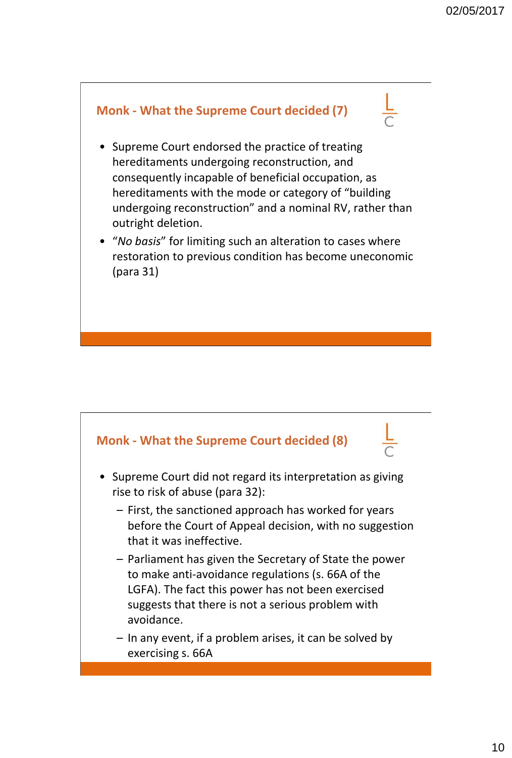## Monk - What the Supreme Court decided (7)

- Supreme Court endorsed the practice of treating hereditaments undergoing reconstruction, and consequently incapable of beneficial occupation, as hereditaments with the mode or category of "building undergoing reconstruction" and a nominal RV, rather than outright deletion.
- "*No basis*" for limiting such an alteration to cases where restoration to previous condition has become uneconomic (para 31)

## Monk - What the Supreme Court decided (8)

- Supreme Court did not regard its interpretation as giving rise to risk of abuse (para 32):
  - First, the sanctioned approach has worked for years before the Court of Appeal decision, with no suggestion that it was ineffective.
  - Parliament has given the Secretary of State the power to make anti-avoidance regulations (s. 66A of the LGFA). The fact this power has not been exercised suggests that there is not a serious problem with avoidance.
  - In any event, if a problem arises, it can be solved by exercising s. 66A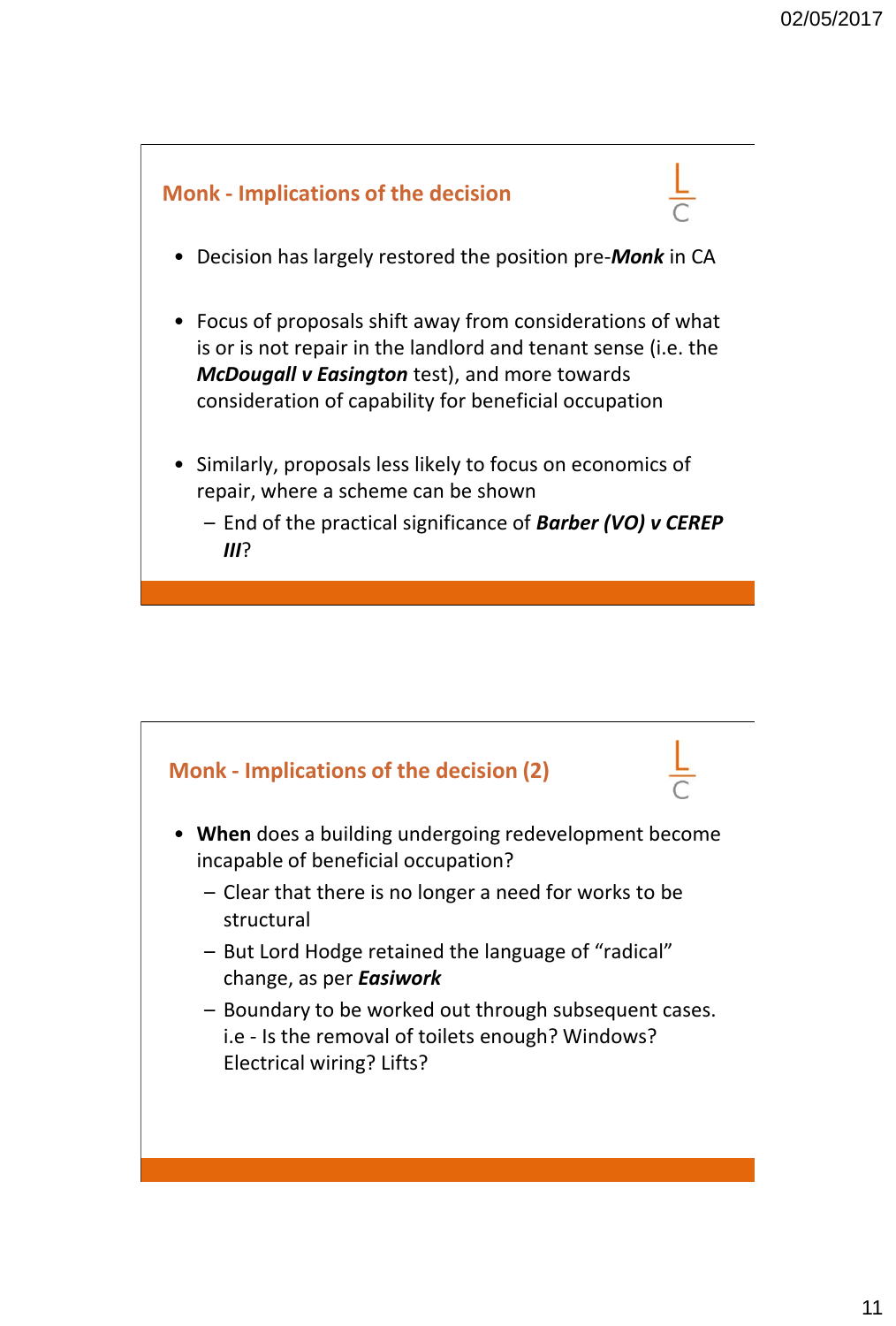## Monk - Implications of the decision

- Decision has largely restored the position pre-***Monk*** in CA
- Focus of proposals shift away from considerations of what is or is not repair in the landlord and tenant sense (i.e. the ***McDougall v Easington*** test), and more towards consideration of capability for beneficial occupation
- Similarly, proposals less likely to focus on economics of repair, where a scheme can be shown
  - End of the practical significance of ***Barber (VO) v CEREP III***?

## Monk - Implications of the decision (2)

- **When** does a building undergoing redevelopment become incapable of beneficial occupation?
  - Clear that there is no longer a need for works to be structural
  - But Lord Hodge retained the language of "radical" change, as per ***Easiwork***
  - Boundary to be worked out through subsequent cases. i.e - Is the removal of toilets enough? Windows? Electrical wiring? Lifts?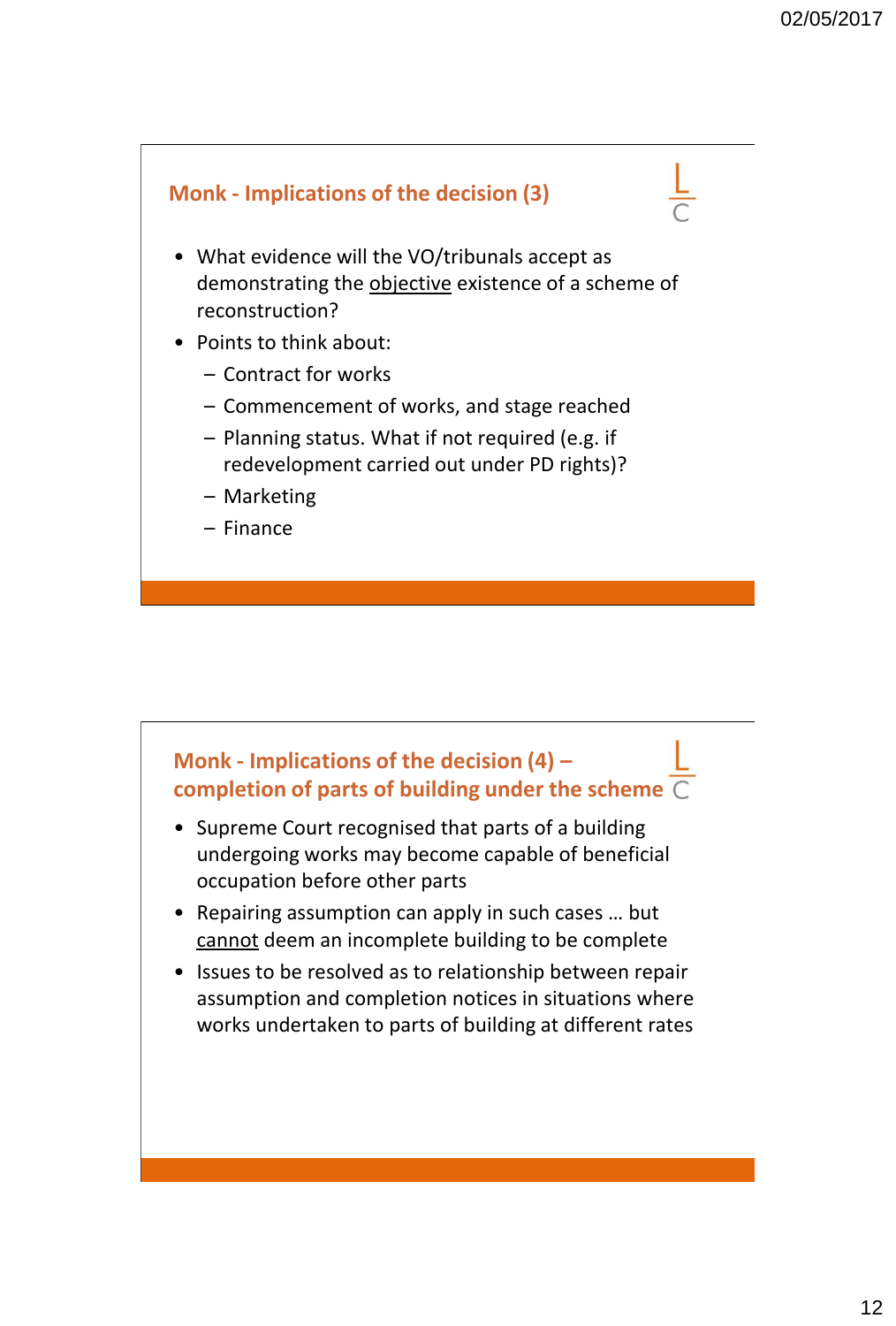## Monk - Implications of the decision (3)

- What evidence will the VO/tribunals accept as demonstrating the <u>objective</u> existence of a scheme of reconstruction?
- Points to think about:
  - Contract for works
  - Commencement of works, and stage reached
  - Planning status. What if not required (e.g. if redevelopment carried out under PD rights)?
  - Marketing
  - Finance

## Monk - Implications of the decision (4) – completion of parts of building under the scheme

- Supreme Court recognised that parts of a building undergoing works may become capable of beneficial occupation before other parts
- Repairing assumption can apply in such cases … but <u>cannot</u> deem an incomplete building to be complete
- Issues to be resolved as to relationship between repair assumption and completion notices in situations where works undertaken to parts of building at different rates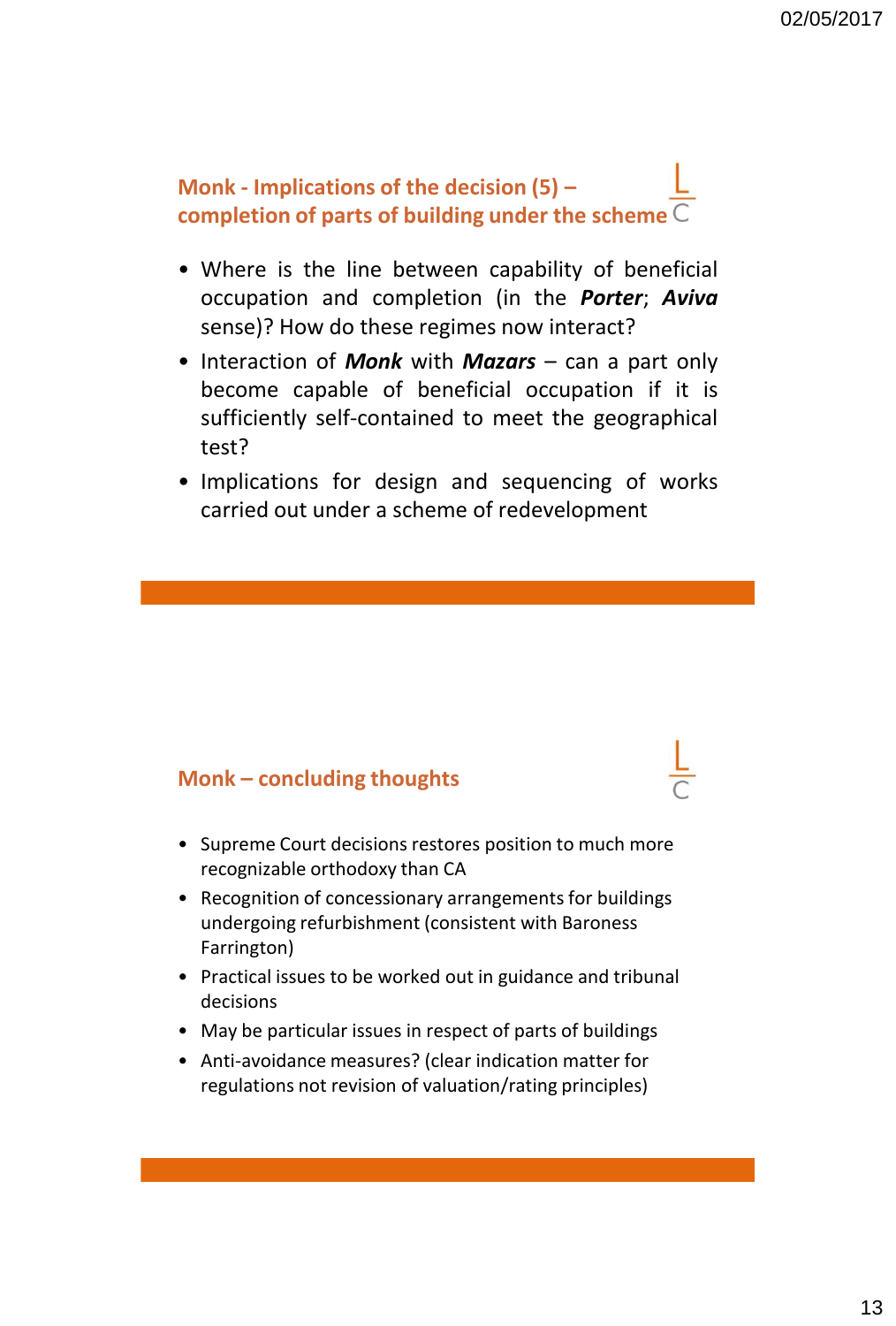## Monk - Implications of the decision (5) – completion of parts of building under the scheme

- Where is the line between capability of beneficial occupation and completion (in the ***Porter***; ***Aviva*** sense)? How do these regimes now interact?
- Interaction of ***Monk*** with ***Mazars*** – can a part only become capable of beneficial occupation if it is sufficiently self-contained to meet the geographical test?
- Implications for design and sequencing of works carried out under a scheme of redevelopment

## Monk – concluding thoughts

- Supreme Court decisions restores position to much more recognizable orthodoxy than CA
- Recognition of concessionary arrangements for buildings undergoing refurbishment (consistent with Baroness Farrington)
- Practical issues to be worked out in guidance and tribunal decisions
- May be particular issues in respect of parts of buildings
- Anti-avoidance measures? (clear indication matter for regulations not revision of valuation/rating principles)